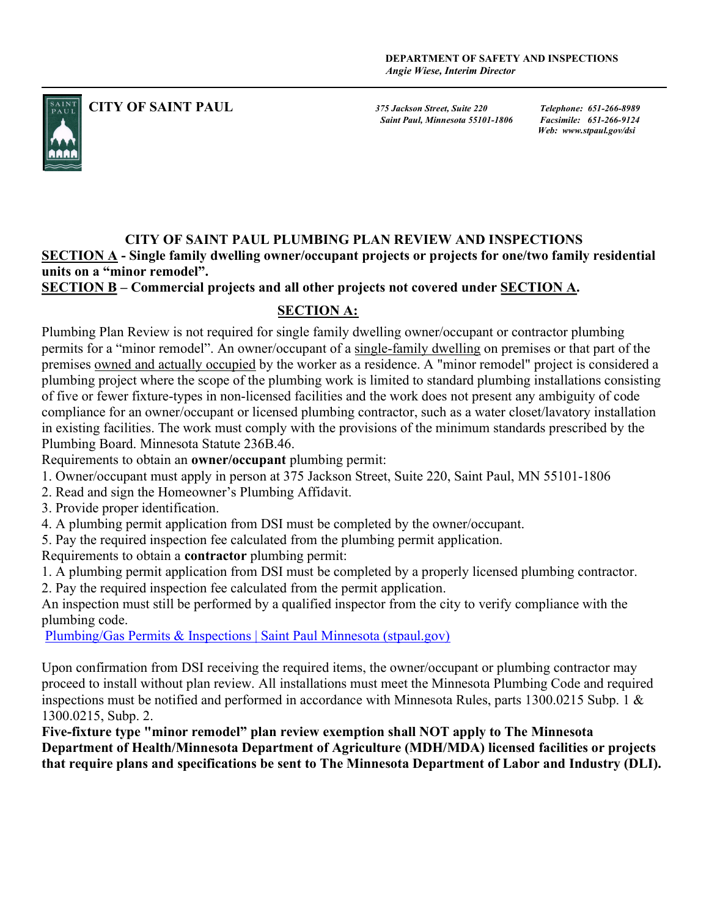**DEPARTMENT OF SAFETY AND INSPECTIONS**
*Angie Wiese, Interim Director*

**CITY OF SAINT PAUL**

*375 Jackson Street, Suite 220*
*Saint Paul, Minnesota 55101-1806*

*Telephone: 651-266-8989*
*Facsimile: 651-266-9124*
*Web: www.stpaul.gov/dsi*

## CITY OF SAINT PAUL PLUMBING PLAN REVIEW AND INSPECTIONS

**SECTION A - Single family dwelling owner/occupant projects or projects for one/two family residential units on a "minor remodel".**

**SECTION B – Commercial projects and all other projects not covered under SECTION A.**

## SECTION A:

Plumbing Plan Review is not required for single family dwelling owner/occupant or contractor plumbing permits for a "minor remodel". An owner/occupant of a single-family dwelling on premises or that part of the premises owned and actually occupied by the worker as a residence. A "minor remodel" project is considered a plumbing project where the scope of the plumbing work is limited to standard plumbing installations consisting of five or fewer fixture-types in non-licensed facilities and the work does not present any ambiguity of code compliance for an owner/occupant or licensed plumbing contractor, such as a water closet/lavatory installation in existing facilities. The work must comply with the provisions of the minimum standards prescribed by the Plumbing Board. Minnesota Statute 236B.46.

Requirements to obtain an **owner/occupant** plumbing permit:

1. Owner/occupant must apply in person at 375 Jackson Street, Suite 220, Saint Paul, MN 55101-1806
2. Read and sign the Homeowner's Plumbing Affidavit.
3. Provide proper identification.
4. A plumbing permit application from DSI must be completed by the owner/occupant.
5. Pay the required inspection fee calculated from the plumbing permit application.

Requirements to obtain a **contractor** plumbing permit:

1. A plumbing permit application from DSI must be completed by a properly licensed plumbing contractor.
2. Pay the required inspection fee calculated from the permit application.

An inspection must still be performed by a qualified inspector from the city to verify compliance with the plumbing code.

Plumbing/Gas Permits & Inspections | Saint Paul Minnesota (stpaul.gov)

Upon confirmation from DSI receiving the required items, the owner/occupant or plumbing contractor may proceed to install without plan review. All installations must meet the Minnesota Plumbing Code and required inspections must be notified and performed in accordance with Minnesota Rules, parts 1300.0215 Subp. 1 & 1300.0215, Subp. 2.

**Five-fixture type "minor remodel" plan review exemption shall NOT apply to The Minnesota Department of Health/Minnesota Department of Agriculture (MDH/MDA) licensed facilities or projects that require plans and specifications be sent to The Minnesota Department of Labor and Industry (DLI).**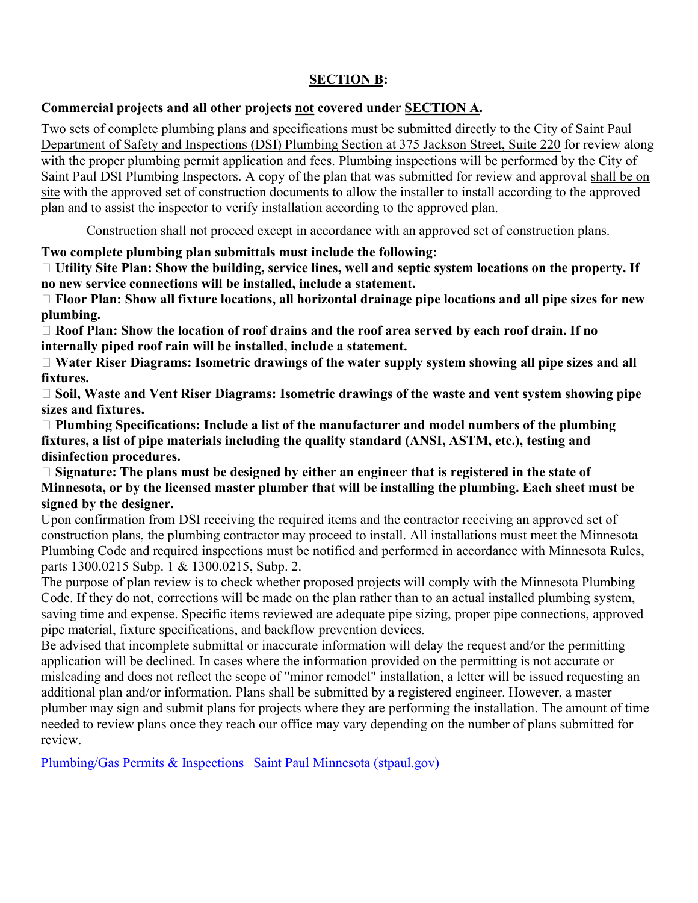## SECTION B:

**Commercial projects and all other projects not covered under SECTION A.**

Two sets of complete plumbing plans and specifications must be submitted directly to the City of Saint Paul Department of Safety and Inspections (DSI) Plumbing Section at 375 Jackson Street, Suite 220 for review along with the proper plumbing permit application and fees. Plumbing inspections will be performed by the City of Saint Paul DSI Plumbing Inspectors. A copy of the plan that was submitted for review and approval shall be on site with the approved set of construction documents to allow the installer to install according to the approved plan and to assist the inspector to verify installation according to the approved plan.

Construction shall not proceed except in accordance with an approved set of construction plans.

**Two complete plumbing plan submittals must include the following:**

- **Utility Site Plan: Show the building, service lines, well and septic system locations on the property. If no new service connections will be installed, include a statement.**
- **Floor Plan: Show all fixture locations, all horizontal drainage pipe locations and all pipe sizes for new plumbing.**
- **Roof Plan: Show the location of roof drains and the roof area served by each roof drain. If no internally piped roof rain will be installed, include a statement.**
- **Water Riser Diagrams: Isometric drawings of the water supply system showing all pipe sizes and all fixtures.**
- **Soil, Waste and Vent Riser Diagrams: Isometric drawings of the waste and vent system showing pipe sizes and fixtures.**
- **Plumbing Specifications: Include a list of the manufacturer and model numbers of the plumbing fixtures, a list of pipe materials including the quality standard (ANSI, ASTM, etc.), testing and disinfection procedures.**
- **Signature: The plans must be designed by either an engineer that is registered in the state of Minnesota, or by the licensed master plumber that will be installing the plumbing. Each sheet must be signed by the designer.**

Upon confirmation from DSI receiving the required items and the contractor receiving an approved set of construction plans, the plumbing contractor may proceed to install. All installations must meet the Minnesota Plumbing Code and required inspections must be notified and performed in accordance with Minnesota Rules, parts 1300.0215 Subp. 1 & 1300.0215, Subp. 2.

The purpose of plan review is to check whether proposed projects will comply with the Minnesota Plumbing Code. If they do not, corrections will be made on the plan rather than to an actual installed plumbing system, saving time and expense. Specific items reviewed are adequate pipe sizing, proper pipe connections, approved pipe material, fixture specifications, and backflow prevention devices.

Be advised that incomplete submittal or inaccurate information will delay the request and/or the permitting application will be declined. In cases where the information provided on the permitting is not accurate or misleading and does not reflect the scope of "minor remodel" installation, a letter will be issued requesting an additional plan and/or information. Plans shall be submitted by a registered engineer. However, a master plumber may sign and submit plans for projects where they are performing the installation. The amount of time needed to review plans once they reach our office may vary depending on the number of plans submitted for review.

Plumbing/Gas Permits & Inspections | Saint Paul Minnesota (stpaul.gov)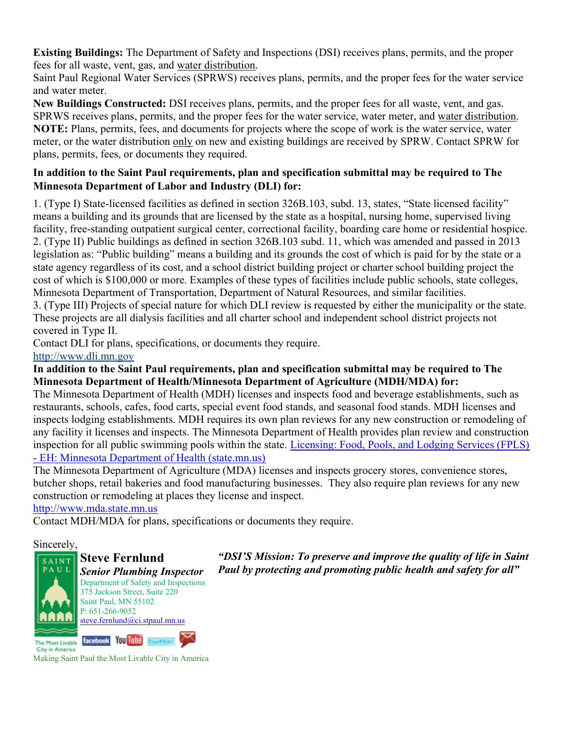**Existing Buildings:** The Department of Safety and Inspections (DSI) receives plans, permits, and the proper fees for all waste, vent, gas, and water distribution.
Saint Paul Regional Water Services (SPRWS) receives plans, permits, and the proper fees for the water service and water meter.
**New Buildings Constructed:** DSI receives plans, permits, and the proper fees for all waste, vent, and gas. SPRWS receives plans, permits, and the proper fees for the water service, water meter, and water distribution.
**NOTE:** Plans, permits, fees, and documents for projects where the scope of work is the water service, water meter, or the water distribution only on new and existing buildings are received by SPRW. Contact SPRW for plans, permits, fees, or documents they required.

**In addition to the Saint Paul requirements, plan and specification submittal may be required to The Minnesota Department of Labor and Industry (DLI) for:**

1. (Type I) State-licensed facilities as defined in section 326B.103, subd. 13, states, "State licensed facility" means a building and its grounds that are licensed by the state as a hospital, nursing home, supervised living facility, free-standing outpatient surgical center, correctional facility, boarding care home or residential hospice.
2. (Type II) Public buildings as defined in section 326B.103 subd. 11, which was amended and passed in 2013 legislation as: "Public building" means a building and its grounds the cost of which is paid for by the state or a state agency regardless of its cost, and a school district building project or charter school building project the cost of which is $100,000 or more. Examples of these types of facilities include public schools, state colleges, Minnesota Department of Transportation, Department of Natural Resources, and similar facilities.
3. (Type III) Projects of special nature for which DLI review is requested by either the municipality or the state. These projects are all dialysis facilities and all charter school and independent school district projects not covered in Type II.

Contact DLI for plans, specifications, or documents they require.
http://www.dli.mn.gov

**In addition to the Saint Paul requirements, plan and specification submittal may be required to The Minnesota Department of Health/Minnesota Department of Agriculture (MDH/MDA) for:**
The Minnesota Department of Health (MDH) licenses and inspects food and beverage establishments, such as restaurants, schools, cafes, food carts, special event food stands, and seasonal food stands. MDH licenses and inspects lodging establishments. MDH requires its own plan reviews for any new construction or remodeling of any facility it licenses and inspects. The Minnesota Department of Health provides plan review and construction inspection for all public swimming pools within the state. Licensing: Food, Pools, and Lodging Services (FPLS) - EH: Minnesota Department of Health (state.mn.us)
The Minnesota Department of Agriculture (MDA) licenses and inspects grocery stores, convenience stores, butcher shops, retail bakeries and food manufacturing businesses. They also require plan reviews for any new construction or remodeling at places they license and inspect.
http://www.mda.state.mn.us
Contact MDH/MDA for plans, specifications or documents they require.

Sincerely,

**Steve Fernlund**
***Senior Plumbing Inspector***
Department of Safety and Inspections
375 Jackson Street, Suite 220
Saint Paul, MN 55102
P: 651-266-9052
steve.fernlund@ci.stpaul.mn.us

***"DSI'S Mission: To preserve and improve the quality of life in Saint Paul by protecting and promoting public health and safety for all"***

Making Saint Paul the Most Livable City in America